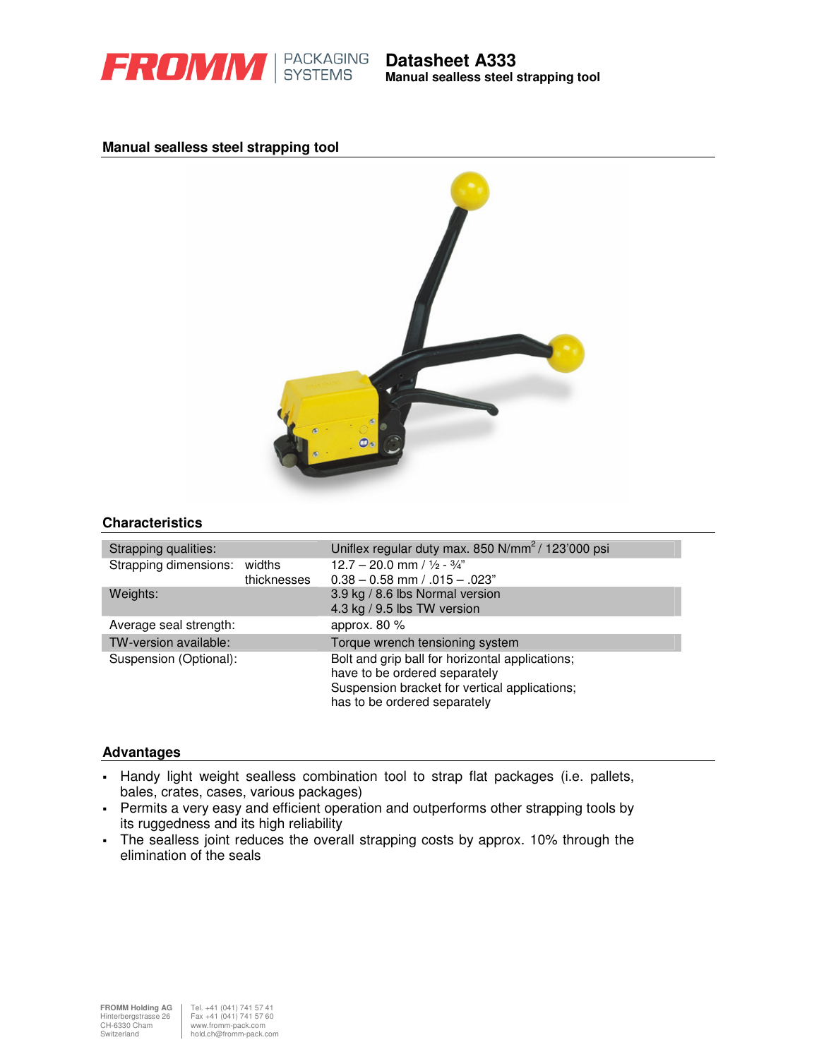# Datasheet A333

**Manual sealless steel strapping tool**

## Manual sealless steel strapping tool

## Characteristics

| | | |
|---|---|---|
| Strapping qualities: | | Uniflex regular duty max. 850 N/mm$^2$ / 123'000 psi |
| Strapping dimensions: | widths | 12.7 – 20.0 mm / ½ - ¾" |
| | thicknesses | 0.38 – 0.58 mm / .015 – .023" |
| Weights: | | 3.9 kg / 8.6 lbs Normal version<br>4.3 kg / 9.5 lbs TW version |
| Average seal strength: | | approx. 80 % |
| TW-version available: | | Torque wrench tensioning system |
| Suspension (Optional): | | Bolt and grip ball for horizontal applications; have to be ordered separately<br>Suspension bracket for vertical applications; has to be ordered separately |

## Advantages

- Handy light weight sealless combination tool to strap flat packages (i.e. pallets, bales, crates, cases, various packages)
- Permits a very easy and efficient operation and outperforms other strapping tools by its ruggedness and its high reliability
- The sealless joint reduces the overall strapping costs by approx. 10% through the elimination of the seals

FROMM Holding AG
Hinterbergstrasse 26
CH-6330 Cham
Switzerland

Tel. +41 (041) 741 57 41
Fax +41 (041) 741 57 60
www.fromm-pack.com
hold.ch@fromm-pack.com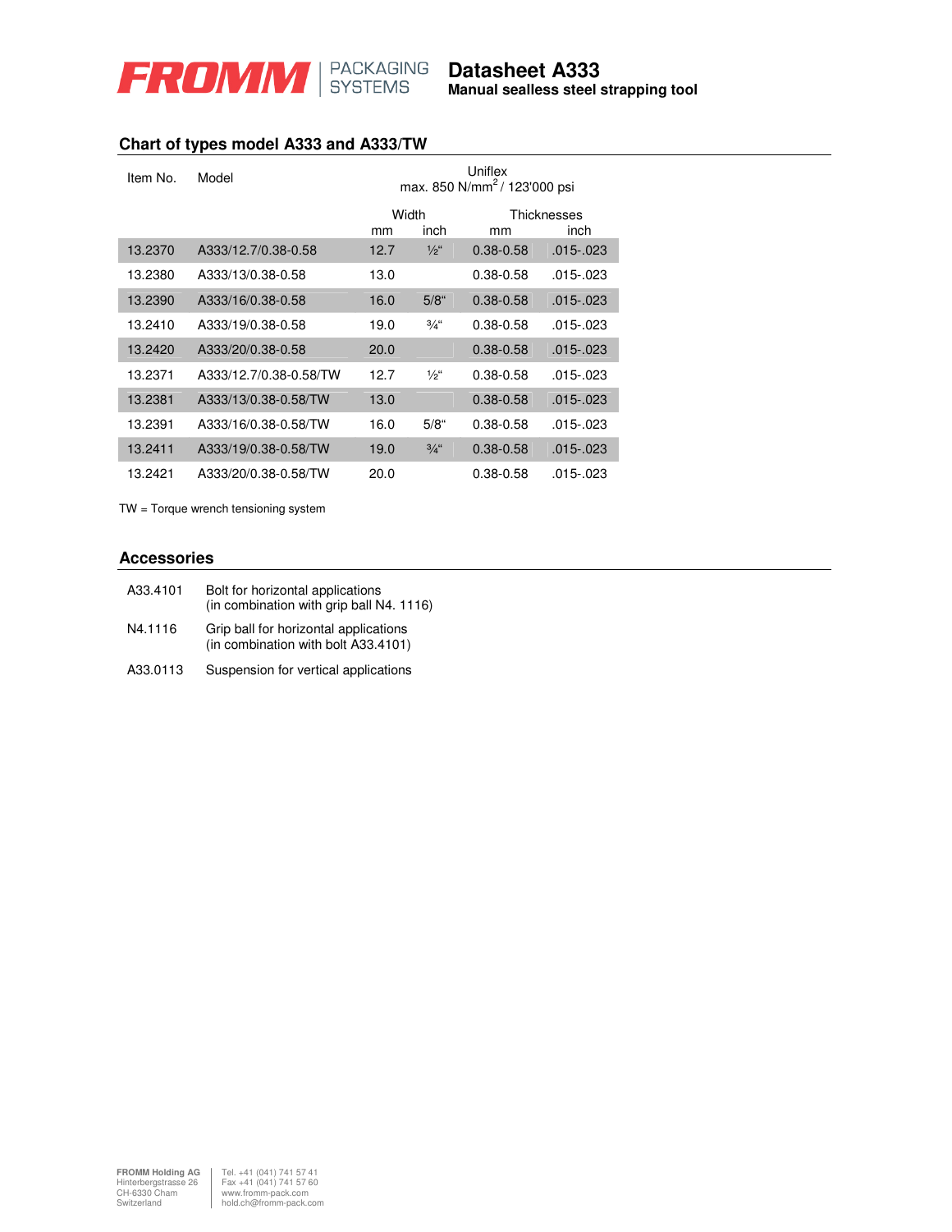# Datasheet A333

**Manual sealless steel strapping tool**

## Chart of types model A333 and A333/TW

| Item No. | Model | Uniflex max. 850 N/mm² / 123'000 psi | | | |
|---|---|---|---|---|---|
| | | Width | | Thicknesses | |
| | | mm | inch | mm | inch |
| 13.2370 | A333/12.7/0.38-0.58 | 12.7 | ½" | 0.38-0.58 | .015-.023 |
| 13.2380 | A333/13/0.38-0.58 | 13.0 | | 0.38-0.58 | .015-.023 |
| 13.2390 | A333/16/0.38-0.58 | 16.0 | 5/8" | 0.38-0.58 | .015-.023 |
| 13.2410 | A333/19/0.38-0.58 | 19.0 | ¾" | 0.38-0.58 | .015-.023 |
| 13.2420 | A333/20/0.38-0.58 | 20.0 | | 0.38-0.58 | .015-.023 |
| 13.2371 | A333/12.7/0.38-0.58/TW | 12.7 | ½" | 0.38-0.58 | .015-.023 |
| 13.2381 | A333/13/0.38-0.58/TW | 13.0 | | 0.38-0.58 | .015-.023 |
| 13.2391 | A333/16/0.38-0.58/TW | 16.0 | 5/8" | 0.38-0.58 | .015-.023 |
| 13.2411 | A333/19/0.38-0.58/TW | 19.0 | ¾" | 0.38-0.58 | .015-.023 |
| 13.2421 | A333/20/0.38-0.58/TW | 20.0 | | 0.38-0.58 | .015-.023 |

TW = Torque wrench tensioning system

## Accessories

| | |
|---|---|
| A33.4101 | Bolt for horizontal applications (in combination with grip ball N4. 1116) |
| N4.1116 | Grip ball for horizontal applications (in combination with bolt A33.4101) |
| A33.0113 | Suspension for vertical applications |